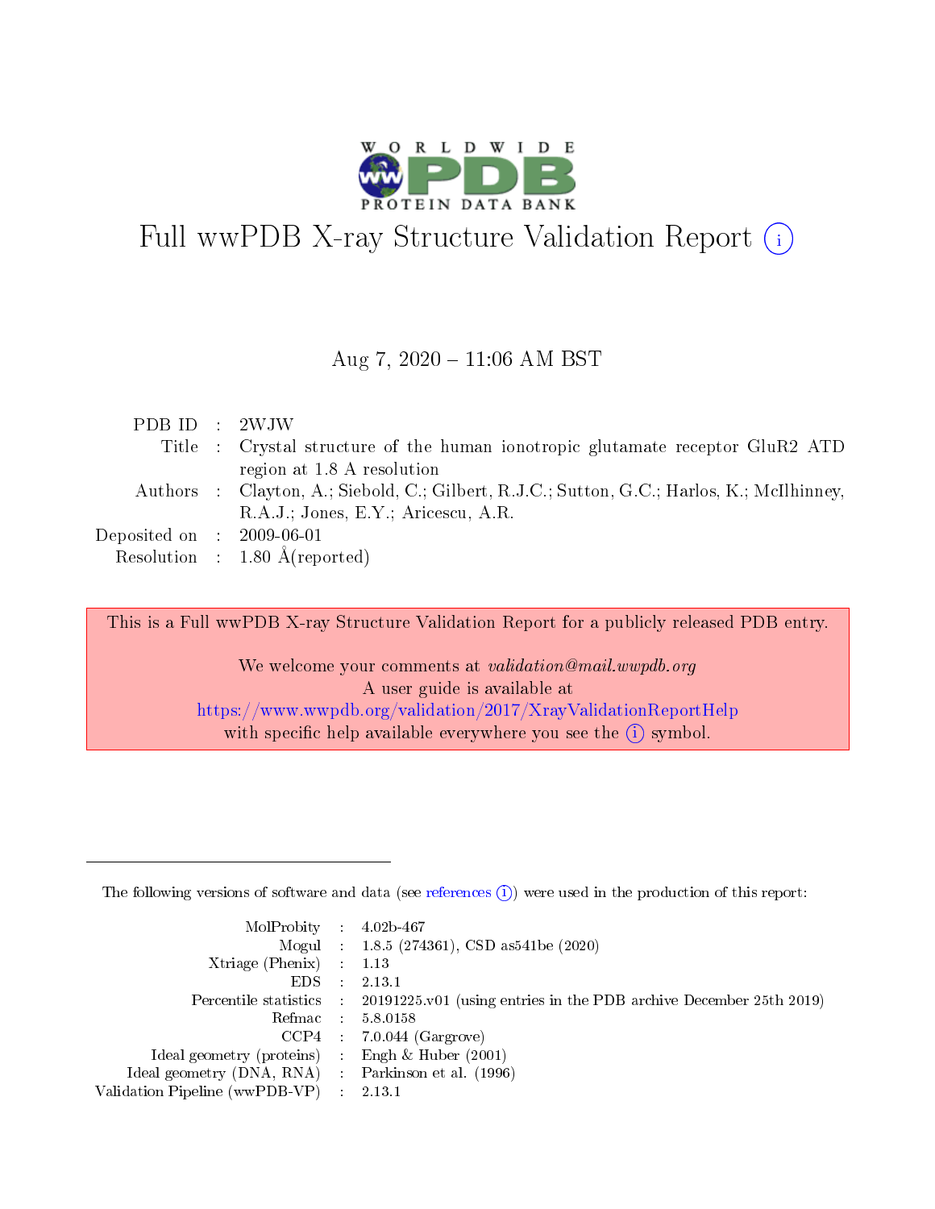# Full wwPDB X-ray Structure Validation Report (i)

Aug 7, 2020 – 11:06 AM BST

| | | |
|---|---|---|
| PDB ID | : | 2WJW |
| Title | : | Crystal structure of the human ionotropic glutamate receptor GluR2 ATD region at 1.8 A resolution |
| Authors | : | Clayton, A.; Siebold, C.; Gilbert, R.J.C.; Sutton, G.C.; Harlos, K.; McIlhinney, R.A.J.; Jones, E.Y.; Aricescu, A.R. |
| Deposited on | : | 2009-06-01 |
| Resolution | : | 1.80 Å(reported) |

This is a Full wwPDB X-ray Structure Validation Report for a publicly released PDB entry.

We welcome your comments at *validation@mail.wwpdb.org*
A user guide is available at
https://www.wwpdb.org/validation/2017/XrayValidationReportHelp
with specific help available everywhere you see the (i) symbol.

---

The following versions of software and data (see references (i)) were used in the production of this report:

| | | |
|---|---|---|
| MolProbity | : | 4.02b-467 |
| Mogul | : | 1.8.5 (274361), CSD as541be (2020) |
| Xtriage (Phenix) | : | 1.13 |
| EDS | : | 2.13.1 |
| Percentile statistics | : | 20191225.v01 (using entries in the PDB archive December 25th 2019) |
| Refmac | : | 5.8.0158 |
| CCP4 | : | 7.0.044 (Gargrove) |
| Ideal geometry (proteins) | : | Engh & Huber (2001) |
| Ideal geometry (DNA, RNA) | : | Parkinson et al. (1996) |
| Validation Pipeline (wwPDB-VP) | : | 2.13.1 |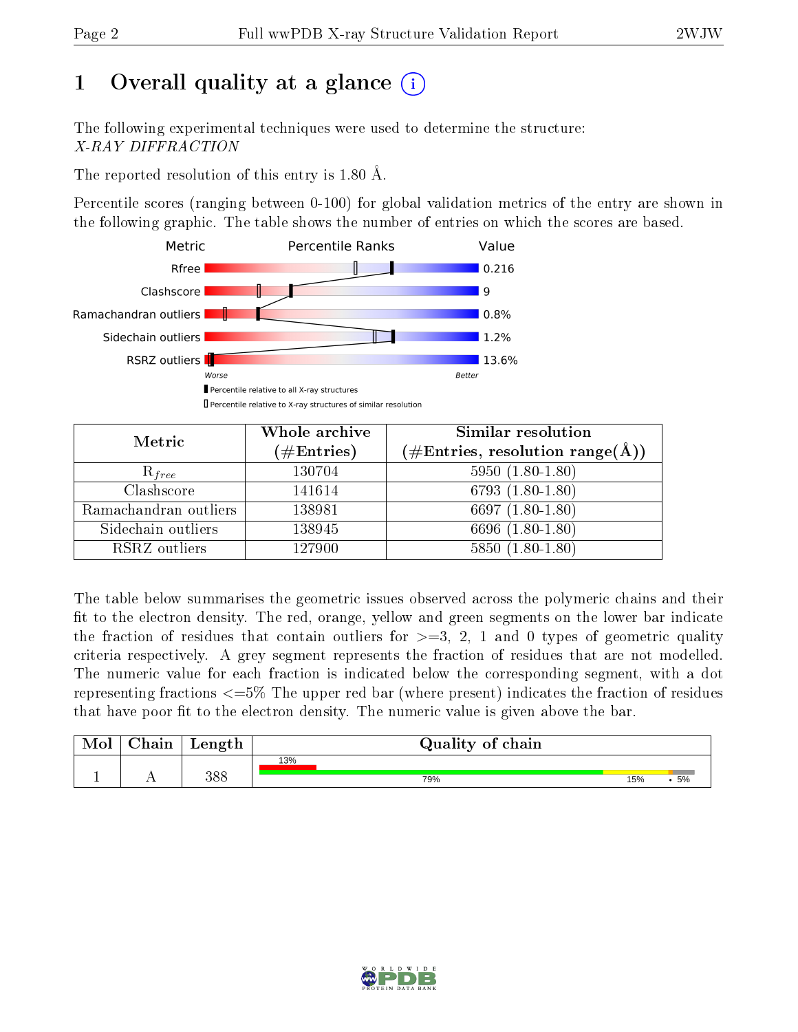# 1 Overall quality at a glance (i)

The following experimental techniques were used to determine the structure:
*X-RAY DIFFRACTION*

The reported resolution of this entry is 1.80 Å.

Percentile scores (ranging between 0-100) for global validation metrics of the entry are shown in the following graphic. The table shows the number of entries on which the scores are based.

Metric
Percentile Ranks
Value
Rfree 0.216
Clashscore 9
Ramachandran outliers 0.8%
Sidechain outliers 1.2%
RSRZ outliers 13.6%
Worse
Better
Percentile relative to all X-ray structures
Percentile relative to X-ray structures of similar resolution

| Metric | Whole archive (#Entries) | Similar resolution (#Entries, resolution range(Å)) |
|---|---|---|
| $R_{free}$ | 130704 | 5950 (1.80-1.80) |
| Clashscore | 141614 | 6793 (1.80-1.80) |
| Ramachandran outliers | 138981 | 6697 (1.80-1.80) |
| Sidechain outliers | 138945 | 6696 (1.80-1.80) |
| RSRZ outliers | 127900 | 5850 (1.80-1.80) |

The table below summarises the geometric issues observed across the polymeric chains and their fit to the electron density. The red, orange, yellow and green segments on the lower bar indicate the fraction of residues that contain outliers for >=3, 2, 1 and 0 types of geometric quality criteria respectively. A grey segment represents the fraction of residues that are not modelled. The numeric value for each fraction is indicated below the corresponding segment, with a dot representing fractions <=5% The upper red bar (where present) indicates the fraction of residues that have poor fit to the electron density. The numeric value is given above the bar.

| Mol | Chain | Length | Quality of chain |
|---|---|---|---|
| 1 | A | 388 | 13%<br>79% 15% • 5% |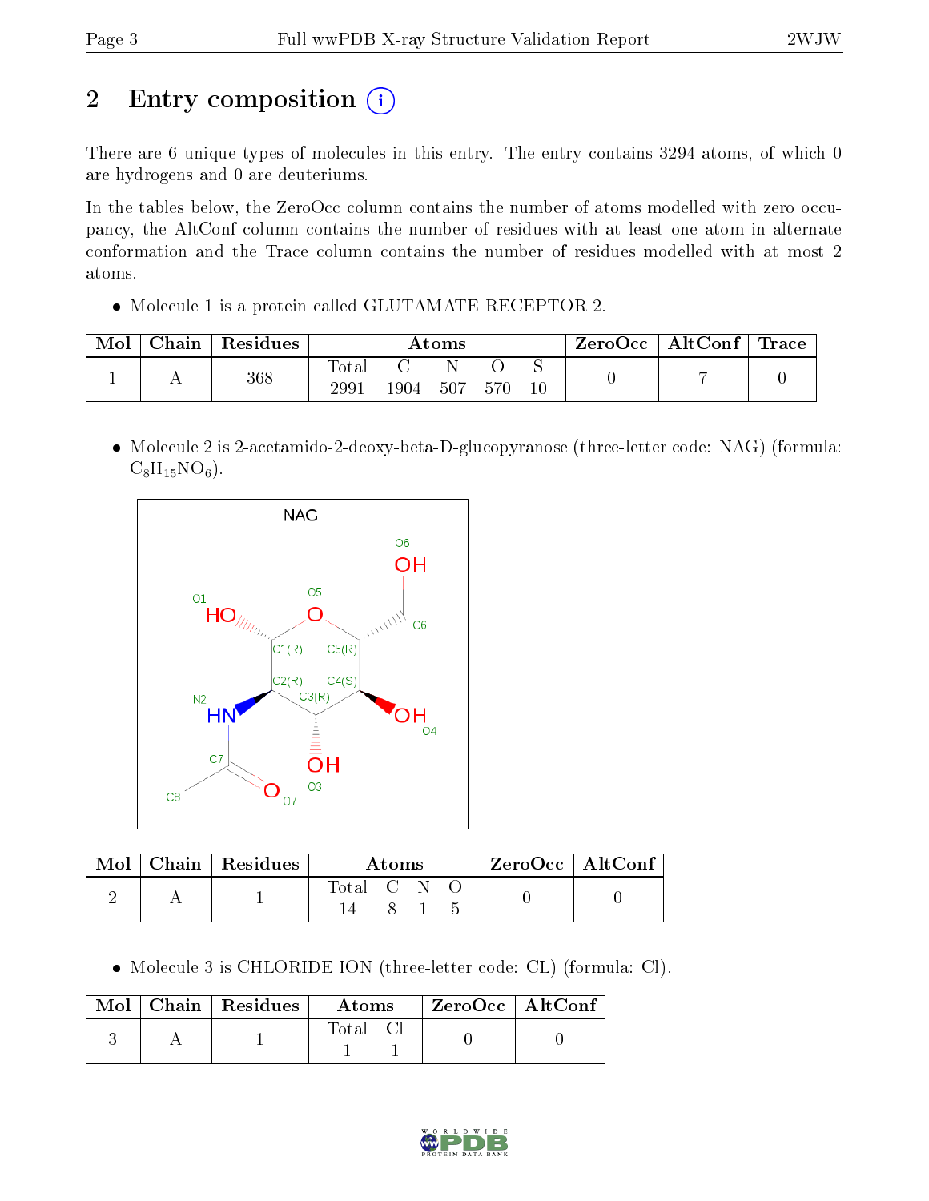# 2 Entry composition

There are 6 unique types of molecules in this entry. The entry contains 3294 atoms, of which 0 are hydrogens and 0 are deuteriums.

In the tables below, the ZeroOcc column contains the number of atoms modelled with zero occupancy, the AltConf column contains the number of residues with at least one atom in alternate conformation and the Trace column contains the number of residues modelled with at most 2 atoms.

- Molecule 1 is a protein called GLUTAMATE RECEPTOR 2.

| Mol | Chain | Residues | Atoms | | | | | ZeroOcc | AltConf | Trace |
|---|---|---|---|---|---|---|---|---|---|---|
| 1 | A | 368 | Total 2991 | C 1904 | N 507 | O 570 | S 10 | 0 | 7 | 0 |

- Molecule 2 is 2-acetamido-2-deoxy-beta-D-glucopyranose (three-letter code: NAG) (formula: $C_8H_{15}NO_6$).

| Mol | Chain | Residues | Atoms | | | | ZeroOcc | AltConf |
|---|---|---|---|---|---|---|---|---|
| 2 | A | 1 | Total 14 | C 8 | N 1 | O 5 | 0 | 0 |

- Molecule 3 is CHLORIDE ION (three-letter code: CL) (formula: Cl).

| Mol | Chain | Residues | Atoms | | ZeroOcc | AltConf |
|---|---|---|---|---|---|---|
| 3 | A | 1 | Total 1 | Cl 1 | 0 | 0 |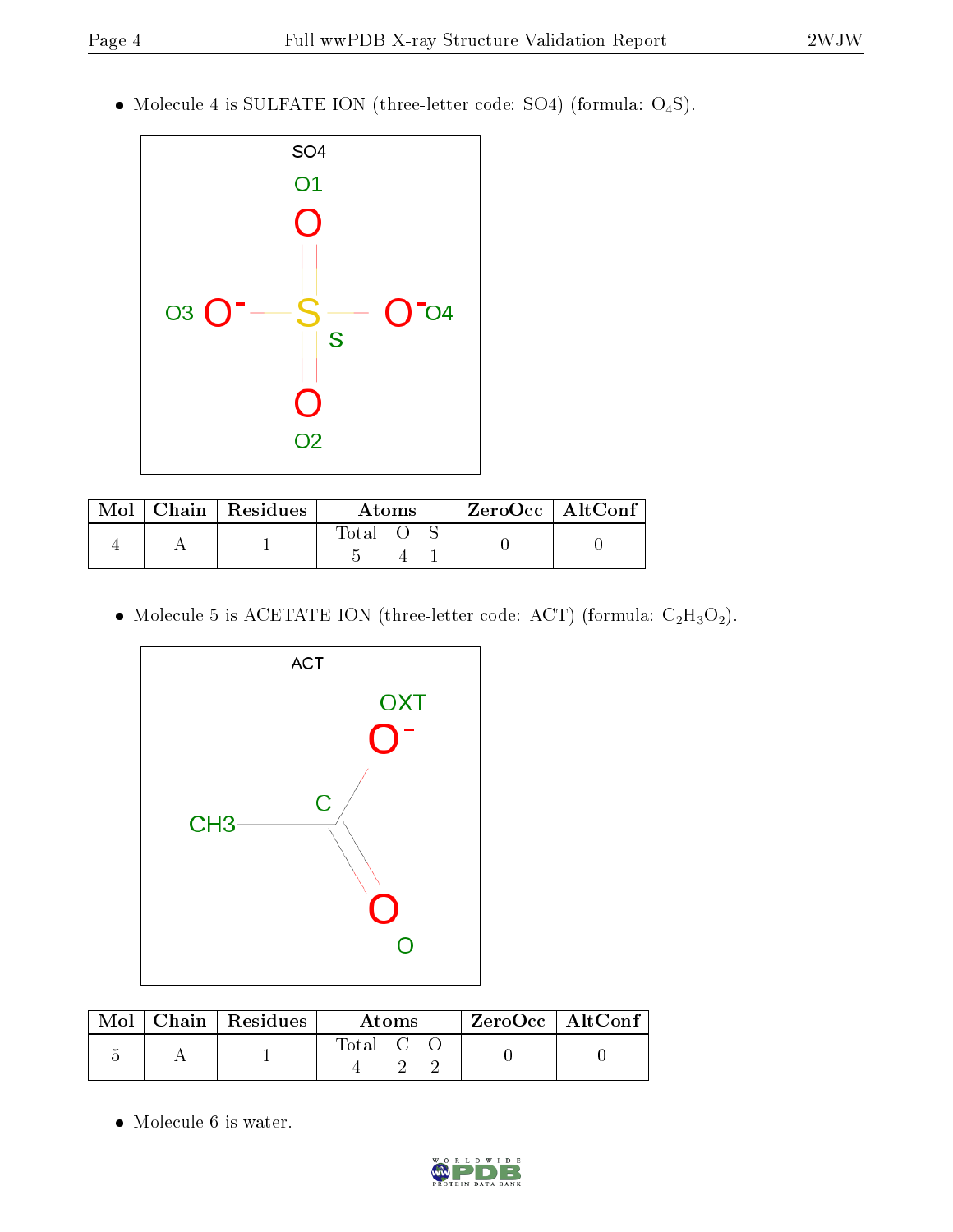- Molecule 4 is SULFATE ION (three-letter code: SO4) (formula: $O_4S$).

SO4

O1

O3 $O^-$ S $O^-$ O4

S

O

O2

| Mol | Chain | Residues | Atoms | | | ZeroOcc | AltConf |
|---|---|---|---|---|---|---|---|
| | | | Total | O | S | | |
| 4 | A | 1 | 5 | 4 | 1 | 0 | 0 |

- Molecule 5 is ACETATE ION (three-letter code: ACT) (formula: $C_2H_3O_2$).

ACT

OXT

$O^-$

C

CH3

O

O

| Mol | Chain | Residues | Atoms | | | ZeroOcc | AltConf |
|---|---|---|---|---|---|---|---|
| | | | Total | C | O | | |
| 5 | A | 1 | 4 | 2 | 2 | 0 | 0 |

- Molecule 6 is water.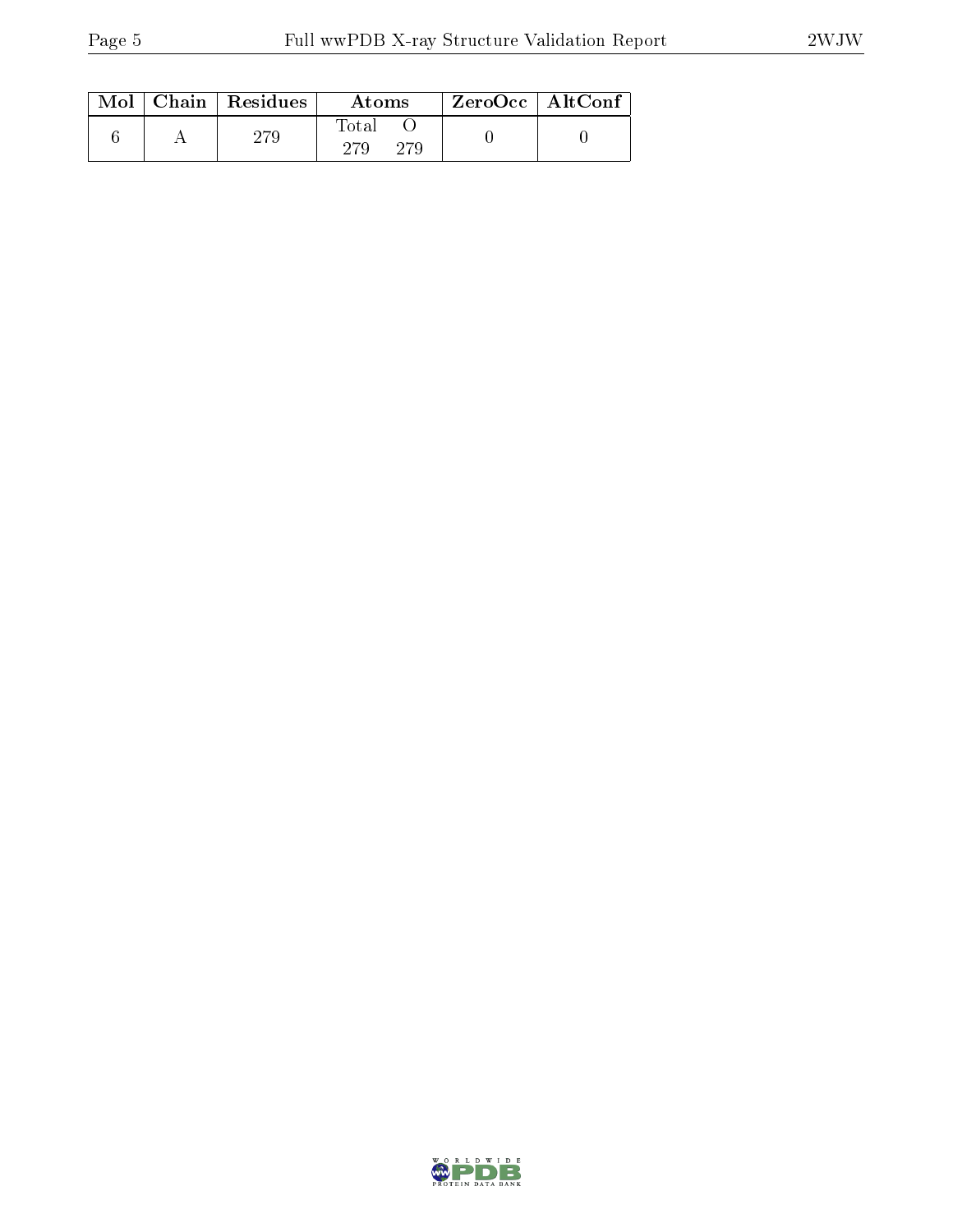| Mol | Chain | Residues | Atoms | | ZeroOcc | AltConf |
|---|---|---|---|---|---|---|
| | | | Total | O | | |
| 6 | A | 279 | 279 | 279 | 0 | 0 |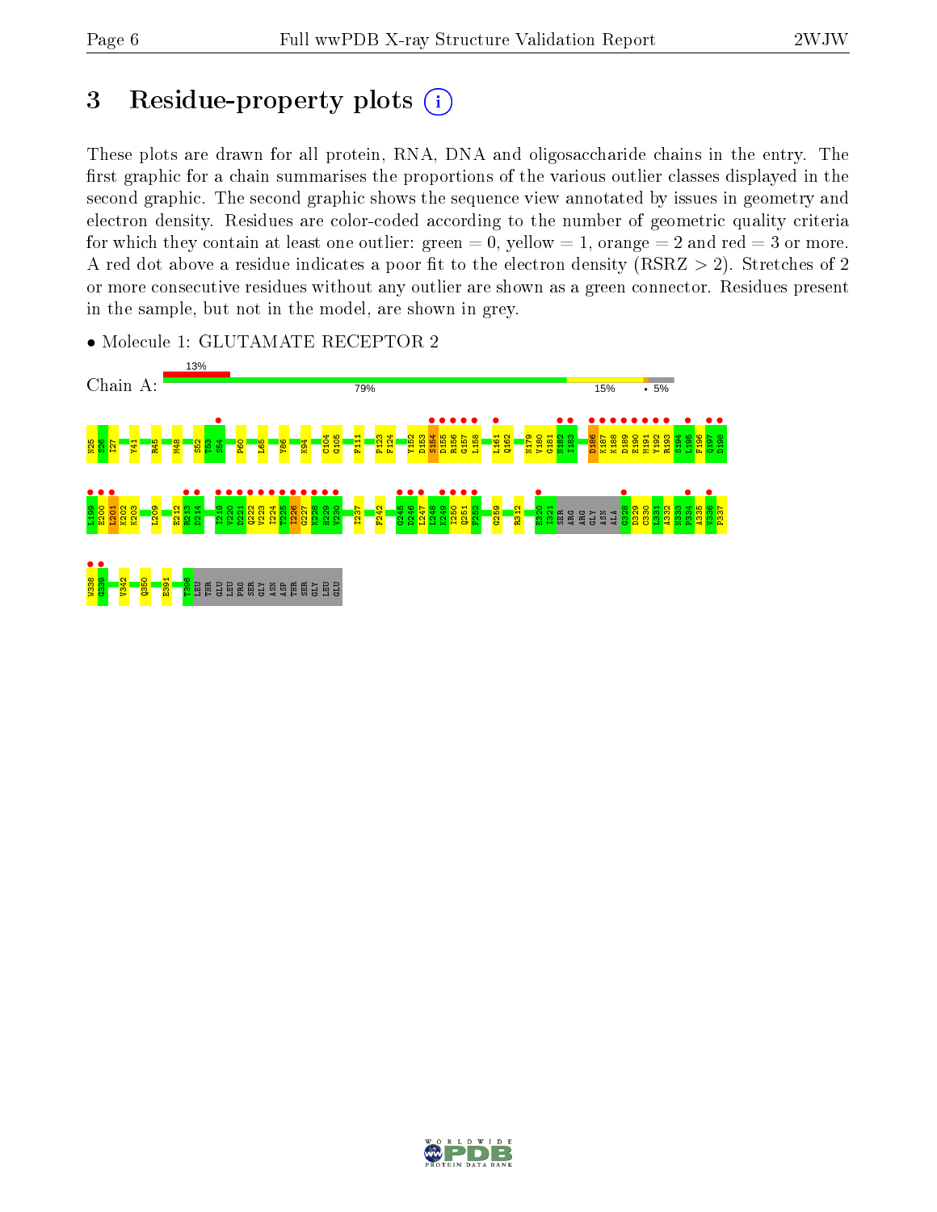# 3 Residue-property plots

These plots are drawn for all protein, RNA, DNA and oligosaccharide chains in the entry. The first graphic for a chain summarises the proportions of the various outlier classes displayed in the second graphic. The second graphic shows the sequence view annotated by issues in geometry and electron density. Residues are color-coded according to the number of geometric quality criteria for which they contain at least one outlier: green = 0, yellow = 1, orange = 2 and red = 3 or more. A red dot above a residue indicates a poor fit to the electron density (RSRZ > 2). Stretches of 2 or more consecutive residues without any outlier are shown as a green connector. Residues present in the sample, but not in the model, are shown in grey.

- Molecule 1: GLUTAMATE RECEPTOR 2

Chain A:

13%

79%

15%

•

5%

N25 S26 I27 Y41 R45 M48 S52 T53 S54 P60 L65 Y86 K94 C104 G105 F111 P123 F124 Y152 D153 S154 D155 R156 G157 L158 L161 Q162 N179 V180 G181 N182 I183 D186 K187 K188 D189 E190 M191 Y192 R193 S194 L195 F196 Q197 D198 L199 E200 L201 K202 K203 L209 E212 R213 D214 I219 V220 D221 Q222 V223 I224 T225 I226 G227 K228 H229 V230 I237 F242 G245 D246 L247 L248 K249 I250 Q251 F252 G259 R312 E320 I321 SER ARG ARG GLY ASN ALA G328 D329 C330 L331 A332 N333 P334 A335 V336 P337 W338 G339 V342 Q350 E391 T398 LEU THR GLU LEU PRO SER GLY ASN ASP THR SER GLY LEU GLU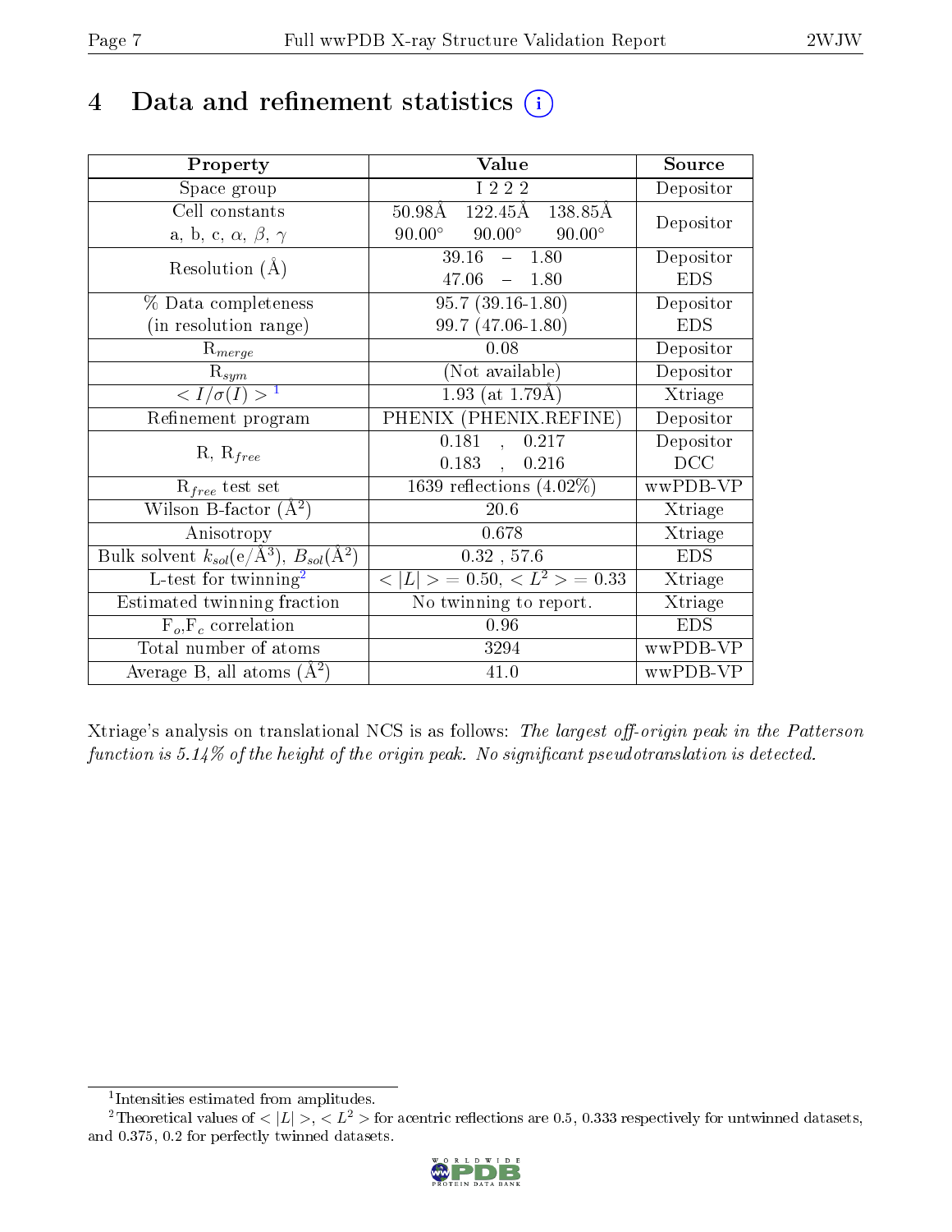# 4 Data and refinement statistics ⓘ

| Property | Value | Source |
|---|---|---|
| Space group | I 2 2 2 | Depositor |
| Cell constants<br>a, b, c, $\alpha$, $\beta$, $\gamma$ | 50.98Å 122.45Å 138.85Å<br>90.00° 90.00° 90.00° | Depositor |
| Resolution (Å) | 39.16 – 1.80<br>47.06 – 1.80 | Depositor<br>EDS |
| % Data completeness<br>(in resolution range) | 95.7 (39.16-1.80)<br>99.7 (47.06-1.80) | Depositor<br>EDS |
| $R_{merge}$ | 0.08 | Depositor |
| $R_{sym}$ | (Not available) | Depositor |
| $< I/\sigma(I) >$ [1] | 1.93 (at 1.79Å) | Xtriage |
| Refinement program | PHENIX (PHENIX.REFINE) | Depositor |
| R, $R_{free}$ | 0.181 , 0.217<br>0.183 , 0.216 | Depositor<br>DCC |
| $R_{free}$ test set | 1639 reflections (4.02%) | wwPDB-VP |
| Wilson B-factor (Å$^2$) | 20.6 | Xtriage |
| Anisotropy | 0.678 | Xtriage |
| Bulk solvent $k_{sol}$(e/Å$^3$), $B_{sol}$(Å$^2$) | 0.32 , 57.6 | EDS |
| L-test for twinning[2] | $< \|L\| >$ = 0.50, $< L^2 >$ = 0.33 | Xtriage |
| Estimated twinning fraction | No twinning to report. | Xtriage |
| $F_o$,$F_c$ correlation | 0.96 | EDS |
| Total number of atoms | 3294 | wwPDB-VP |
| Average B, all atoms (Å$^2$) | 41.0 | wwPDB-VP |

Xtriage's analysis on translational NCS is as follows: *The largest off-origin peak in the Patterson function is 5.14% of the height of the origin peak. No significant pseudotranslation is detected.*

[1] Intensities estimated from amplitudes.

[2] Theoretical values of $< |L| >$, $< L^2 >$ for acentric reflections are 0.5, 0.333 respectively for untwinned datasets, and 0.375, 0.2 for perfectly twinned datasets.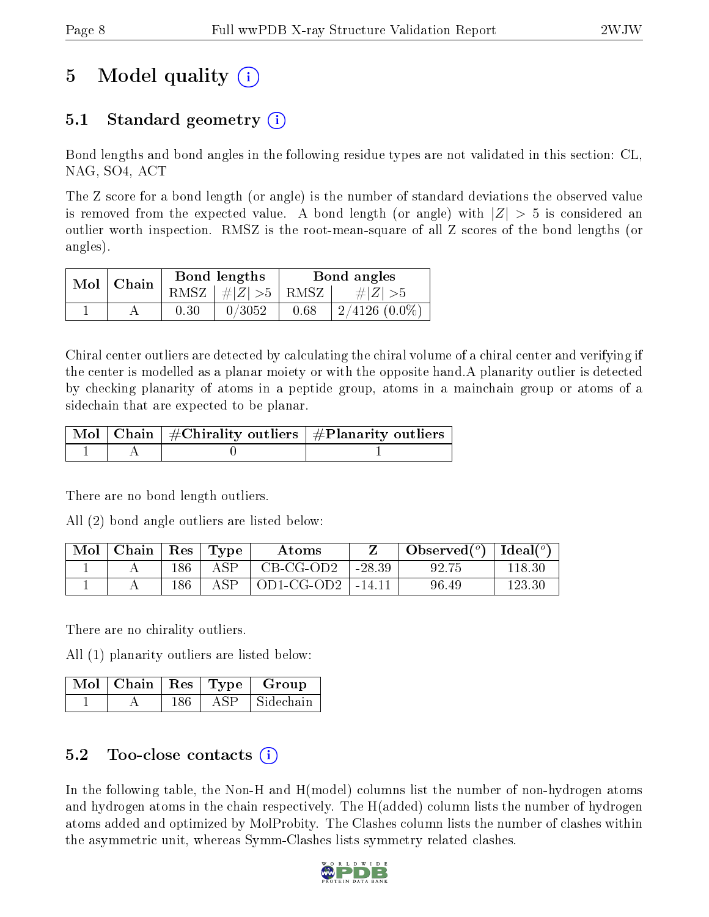# 5 Model quality

## 5.1 Standard geometry

Bond lengths and bond angles in the following residue types are not validated in this section: CL, NAG, SO4, ACT

The Z score for a bond length (or angle) is the number of standard deviations the observed value is removed from the expected value. A bond length (or angle) with $|Z| > 5$ is considered an outlier worth inspection. RMSZ is the root-mean-square of all Z scores of the bond lengths (or angles).

| Mol | Chain | Bond lengths | | Bond angles | |
|---|---|---|---|---|---|
| | | RMSZ | #\|Z\| >5 | RMSZ | #\|Z\| >5 |
| 1 | A | 0.30 | 0/3052 | 0.68 | 2/4126 (0.0%) |

Chiral center outliers are detected by calculating the chiral volume of a chiral center and verifying if the center is modelled as a planar moiety or with the opposite hand.A planarity outlier is detected by checking planarity of atoms in a peptide group, atoms in a mainchain group or atoms of a sidechain that are expected to be planar.

| Mol | Chain | #Chirality outliers | #Planarity outliers |
|---|---|---|---|
| 1 | A | 0 | 1 |

There are no bond length outliers.

All (2) bond angle outliers are listed below:

| Mol | Chain | Res | Type | Atoms | Z | Observed(°) | Ideal(°) |
|---|---|---|---|---|---|---|---|
| 1 | A | 186 | ASP | CB-CG-OD2 | -28.39 | 92.75 | 118.30 |
| 1 | A | 186 | ASP | OD1-CG-OD2 | -14.11 | 96.49 | 123.30 |

There are no chirality outliers.

All (1) planarity outliers are listed below:

| Mol | Chain | Res | Type | Group |
|---|---|---|---|---|
| 1 | A | 186 | ASP | Sidechain |

## 5.2 Too-close contacts

In the following table, the Non-H and H(model) columns list the number of non-hydrogen atoms and hydrogen atoms in the chain respectively. The H(added) column lists the number of hydrogen atoms added and optimized by MolProbity. The Clashes column lists the number of clashes within the asymmetric unit, whereas Symm-Clashes lists symmetry related clashes.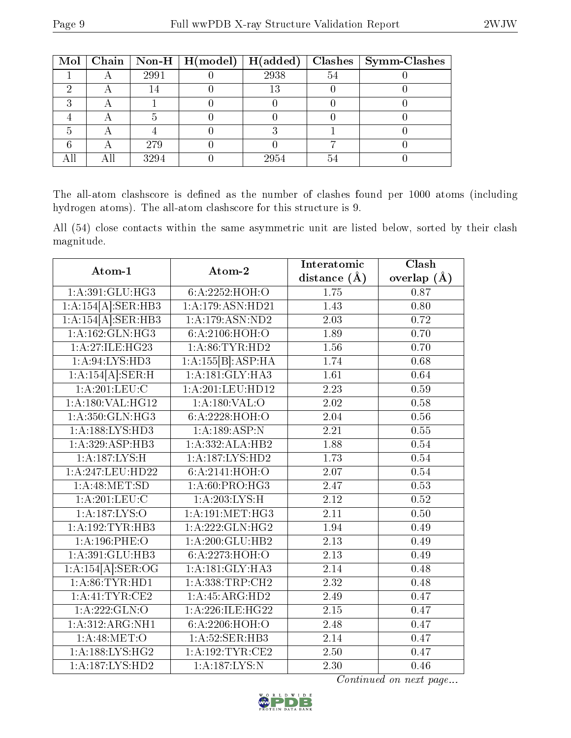| Mol | Chain | Non-H | H(model) | H(added) | Clashes | Symm-Clashes |
|---|---|---|---|---|---|---|
| 1 | A | 2991 | 0 | 2938 | 54 | 0 |
| 2 | A | 14 | 0 | 13 | 0 | 0 |
| 3 | A | 1 | 0 | 0 | 0 | 0 |
| 4 | A | 5 | 0 | 0 | 0 | 0 |
| 5 | A | 4 | 0 | 3 | 1 | 0 |
| 6 | A | 279 | 0 | 0 | 7 | 0 |
| All | All | 3294 | 0 | 2954 | 54 | 0 |

The all-atom clashscore is defined as the number of clashes found per 1000 atoms (including hydrogen atoms). The all-atom clashscore for this structure is 9.

All (54) close contacts within the same asymmetric unit are listed below, sorted by their clash magnitude.

| Atom-1 | Atom-2 | Interatomic distance (Å) | Clash overlap (Å) |
|---|---|---|---|
| 1:A:391:GLU:HG3 | 6:A:2252:HOH:O | 1.75 | 0.87 |
| 1:A:154[A]:SER:HB3 | 1:A:179:ASN:HD21 | 1.43 | 0.80 |
| 1:A:154[A]:SER:HB3 | 1:A:179:ASN:ND2 | 2.03 | 0.72 |
| 1:A:162:GLN:HG3 | 6:A:2106:HOH:O | 1.89 | 0.70 |
| 1:A:27:ILE:HG23 | 1:A:86:TYR:HD2 | 1.56 | 0.70 |
| 1:A:94:LYS:HD3 | 1:A:155[B]:ASP:HA | 1.74 | 0.68 |
| 1:A:154[A]:SER:H | 1:A:181:GLY:HA3 | 1.61 | 0.64 |
| 1:A:201:LEU:C | 1:A:201:LEU:HD12 | 2.23 | 0.59 |
| 1:A:180:VAL:HG12 | 1:A:180:VAL:O | 2.02 | 0.58 |
| 1:A:350:GLN:HG3 | 6:A:2228:HOH:O | 2.04 | 0.56 |
| 1:A:188:LYS:HD3 | 1:A:189:ASP:N | 2.21 | 0.55 |
| 1:A:329:ASP:HB3 | 1:A:332:ALA:HB2 | 1.88 | 0.54 |
| 1:A:187:LYS:H | 1:A:187:LYS:HD2 | 1.73 | 0.54 |
| 1:A:247:LEU:HD22 | 6:A:2141:HOH:O | 2.07 | 0.54 |
| 1:A:48:MET:SD | 1:A:60:PRO:HG3 | 2.47 | 0.53 |
| 1:A:201:LEU:C | 1:A:203:LYS:H | 2.12 | 0.52 |
| 1:A:187:LYS:O | 1:A:191:MET:HG3 | 2.11 | 0.50 |
| 1:A:192:TYR:HB3 | 1:A:222:GLN:HG2 | 1.94 | 0.49 |
| 1:A:196:PHE:O | 1:A:200:GLU:HB2 | 2.13 | 0.49 |
| 1:A:391:GLU:HB3 | 6:A:2273:HOH:O | 2.13 | 0.49 |
| 1:A:154[A]:SER:OG | 1:A:181:GLY:HA3 | 2.14 | 0.48 |
| 1:A:86:TYR:HD1 | 1:A:338:TRP:CH2 | 2.32 | 0.48 |
| 1:A:41:TYR:CE2 | 1:A:45:ARG:HD2 | 2.49 | 0.47 |
| 1:A:222:GLN:O | 1:A:226:ILE:HG22 | 2.15 | 0.47 |
| 1:A:312:ARG:NH1 | 6:A:2206:HOH:O | 2.48 | 0.47 |
| 1:A:48:MET:O | 1:A:52:SER:HB3 | 2.14 | 0.47 |
| 1:A:188:LYS:HG2 | 1:A:192:TYR:CE2 | 2.50 | 0.47 |
| 1:A:187:LYS:HD2 | 1:A:187:LYS:N | 2.30 | 0.46 |

*Continued on next page...*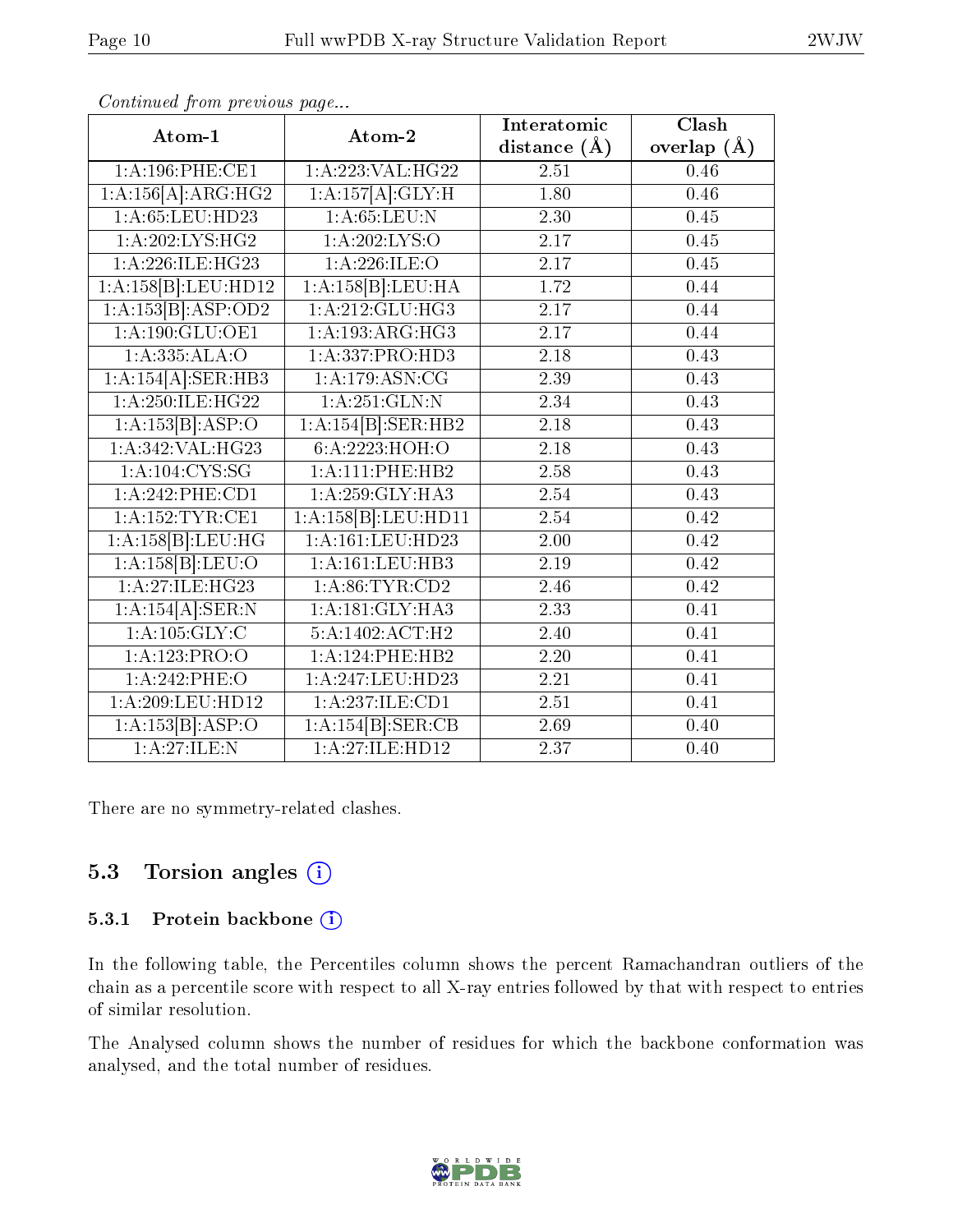*Continued from previous page...*

| Atom-1 | Atom-2 | Interatomic distance (Å) | Clash overlap (Å) |
|---|---|---|---|
| 1:A:196:PHE:CE1 | 1:A:223:VAL:HG22 | 2.51 | 0.46 |
| 1:A:156[A]:ARG:HG2 | 1:A:157[A]:GLY:H | 1.80 | 0.46 |
| 1:A:65:LEU:HD23 | 1:A:65:LEU:N | 2.30 | 0.45 |
| 1:A:202:LYS:HG2 | 1:A:202:LYS:O | 2.17 | 0.45 |
| 1:A:226:ILE:HG23 | 1:A:226:ILE:O | 2.17 | 0.45 |
| 1:A:158[B]:LEU:HD12 | 1:A:158[B]:LEU:HA | 1.72 | 0.44 |
| 1:A:153[B]:ASP:OD2 | 1:A:212:GLU:HG3 | 2.17 | 0.44 |
| 1:A:190:GLU:OE1 | 1:A:193:ARG:HG3 | 2.17 | 0.44 |
| 1:A:335:ALA:O | 1:A:337:PRO:HD3 | 2.18 | 0.43 |
| 1:A:154[A]:SER:HB3 | 1:A:179:ASN:CG | 2.39 | 0.43 |
| 1:A:250:ILE:HG22 | 1:A:251:GLN:N | 2.34 | 0.43 |
| 1:A:153[B]:ASP:O | 1:A:154[B]:SER:HB2 | 2.18 | 0.43 |
| 1:A:342:VAL:HG23 | 6:A:2223:HOH:O | 2.18 | 0.43 |
| 1:A:104:CYS:SG | 1:A:111:PHE:HB2 | 2.58 | 0.43 |
| 1:A:242:PHE:CD1 | 1:A:259:GLY:HA3 | 2.54 | 0.43 |
| 1:A:152:TYR:CE1 | 1:A:158[B]:LEU:HD11 | 2.54 | 0.42 |
| 1:A:158[B]:LEU:HG | 1:A:161:LEU:HD23 | 2.00 | 0.42 |
| 1:A:158[B]:LEU:O | 1:A:161:LEU:HB3 | 2.19 | 0.42 |
| 1:A:27:ILE:HG23 | 1:A:86:TYR:CD2 | 2.46 | 0.42 |
| 1:A:154[A]:SER:N | 1:A:181:GLY:HA3 | 2.33 | 0.41 |
| 1:A:105:GLY:C | 5:A:1402:ACT:H2 | 2.40 | 0.41 |
| 1:A:123:PRO:O | 1:A:124:PHE:HB2 | 2.20 | 0.41 |
| 1:A:242:PHE:O | 1:A:247:LEU:HD23 | 2.21 | 0.41 |
| 1:A:209:LEU:HD12 | 1:A:237:ILE:CD1 | 2.51 | 0.41 |
| 1:A:153[B]:ASP:O | 1:A:154[B]:SER:CB | 2.69 | 0.40 |
| 1:A:27:ILE:N | 1:A:27:ILE:HD12 | 2.37 | 0.40 |

There are no symmetry-related clashes.

## 5.3 Torsion angles

### 5.3.1 Protein backbone

In the following table, the Percentiles column shows the percent Ramachandran outliers of the chain as a percentile score with respect to all X-ray entries followed by that with respect to entries of similar resolution.

The Analysed column shows the number of residues for which the backbone conformation was analysed, and the total number of residues.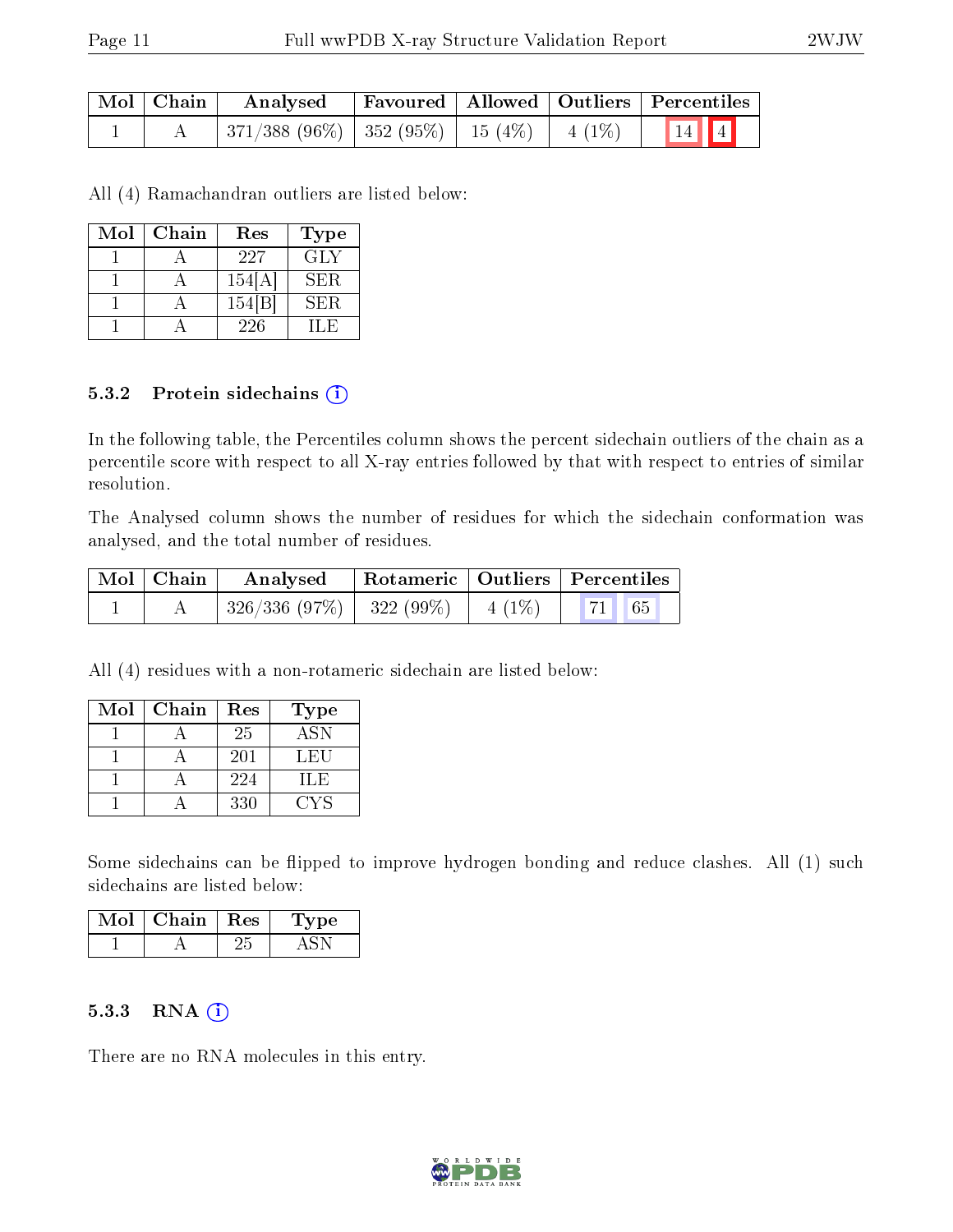| Mol | Chain | Analysed | Favoured | Allowed | Outliers | Percentiles | |
|---|---|---|---|---|---|---|---|
| 1 | A | 371/388 (96%) | 352 (95%) | 15 (4%) | 4 (1%) | 14 | 4 |

All (4) Ramachandran outliers are listed below:

| Mol | Chain | Res | Type |
|---|---|---|---|
| 1 | A | 227 | GLY |
| 1 | A | 154[A] | SER |
| 1 | A | 154[B] | SER |
| 1 | A | 226 | ILE |

### 5.3.2 Protein sidechains ⓘ

In the following table, the Percentiles column shows the percent sidechain outliers of the chain as a percentile score with respect to all X-ray entries followed by that with respect to entries of similar resolution.

The Analysed column shows the number of residues for which the sidechain conformation was analysed, and the total number of residues.

| Mol | Chain | Analysed | Rotameric | Outliers | Percentiles | |
|---|---|---|---|---|---|---|
| 1 | A | 326/336 (97%) | 322 (99%) | 4 (1%) | 71 | 65 |

All (4) residues with a non-rotameric sidechain are listed below:

| Mol | Chain | Res | Type |
|---|---|---|---|
| 1 | A | 25 | ASN |
| 1 | A | 201 | LEU |
| 1 | A | 224 | ILE |
| 1 | A | 330 | CYS |

Some sidechains can be flipped to improve hydrogen bonding and reduce clashes. All (1) such sidechains are listed below:

| Mol | Chain | Res | Type |
|---|---|---|---|
| 1 | A | 25 | ASN |

### 5.3.3 RNA ⓘ

There are no RNA molecules in this entry.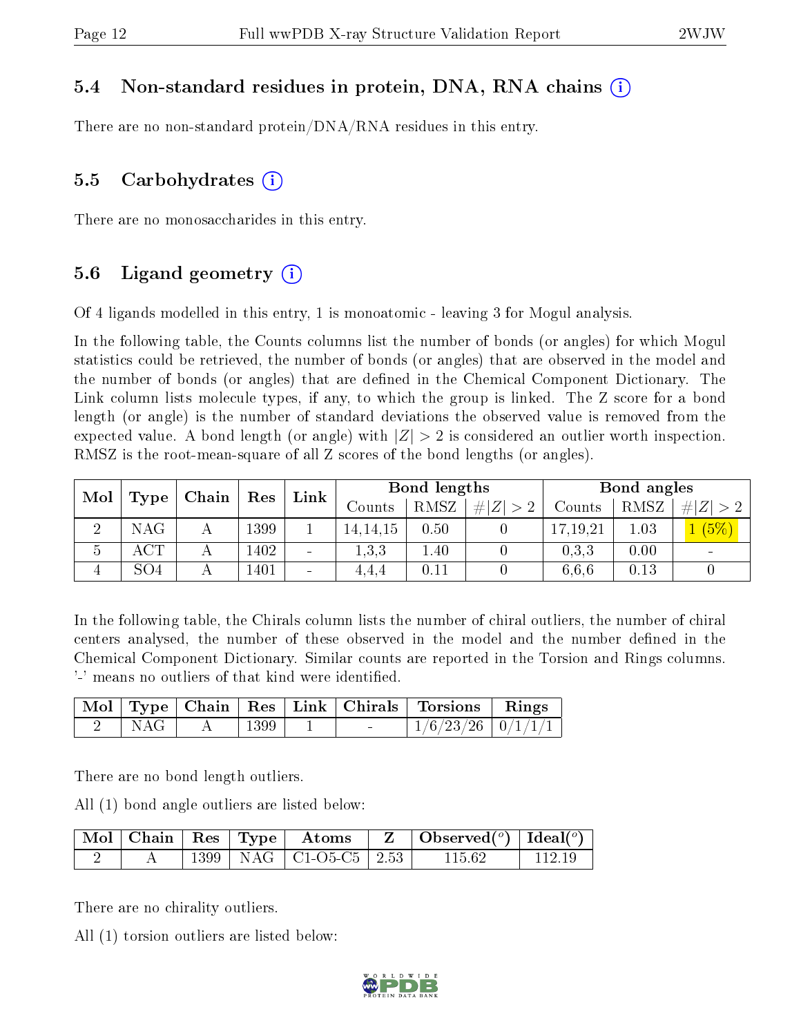### 5.4 Non-standard residues in protein, DNA, RNA chains (i)

There are no non-standard protein/DNA/RNA residues in this entry.

### 5.5 Carbohydrates (i)

There are no monosaccharides in this entry.

### 5.6 Ligand geometry (i)

Of 4 ligands modelled in this entry, 1 is monoatomic - leaving 3 for Mogul analysis.

In the following table, the Counts columns list the number of bonds (or angles) for which Mogul statistics could be retrieved, the number of bonds (or angles) that are observed in the model and the number of bonds (or angles) that are defined in the Chemical Component Dictionary. The Link column lists molecule types, if any, to which the group is linked. The Z score for a bond length (or angle) is the number of standard deviations the observed value is removed from the expected value. A bond length (or angle) with $|Z| > 2$ is considered an outlier worth inspection. RMSZ is the root-mean-square of all Z scores of the bond lengths (or angles).

| Mol | Type | Chain | Res | Link | Bond lengths | | | Bond angles | | |
|---|---|---|---|---|---|---|---|---|---|---|
| | | | | | Counts | RMSZ | $\#\|Z\| > 2$ | Counts | RMSZ | $\#\|Z\| > 2$ |
| 2 | NAG | A | 1399 | 1 | 14,14,15 | 0.50 | 0 | 17,19,21 | 1.03 | 1 (5%) |
| 5 | ACT | A | 1402 | - | 1,3,3 | 1.40 | 0 | 0,3,3 | 0.00 | - |
| 4 | SO4 | A | 1401 | - | 4,4,4 | 0.11 | 0 | 6,6,6 | 0.13 | 0 |

In the following table, the Chirals column lists the number of chiral outliers, the number of chiral centers analysed, the number of these observed in the model and the number defined in the Chemical Component Dictionary. Similar counts are reported in the Torsion and Rings columns. '-' means no outliers of that kind were identified.

| Mol | Type | Chain | Res | Link | Chirals | Torsions | Rings |
|---|---|---|---|---|---|---|---|
| 2 | NAG | A | 1399 | 1 | - | 1/6/23/26 | 0/1/1/1 |

There are no bond length outliers.

All (1) bond angle outliers are listed below:

| Mol | Chain | Res | Type | Atoms | Z | Observed($^o$) | Ideal($^o$) |
|---|---|---|---|---|---|---|---|
| 2 | A | 1399 | NAG | C1-O5-C5 | 2.53 | 115.62 | 112.19 |

There are no chirality outliers.

All (1) torsion outliers are listed below: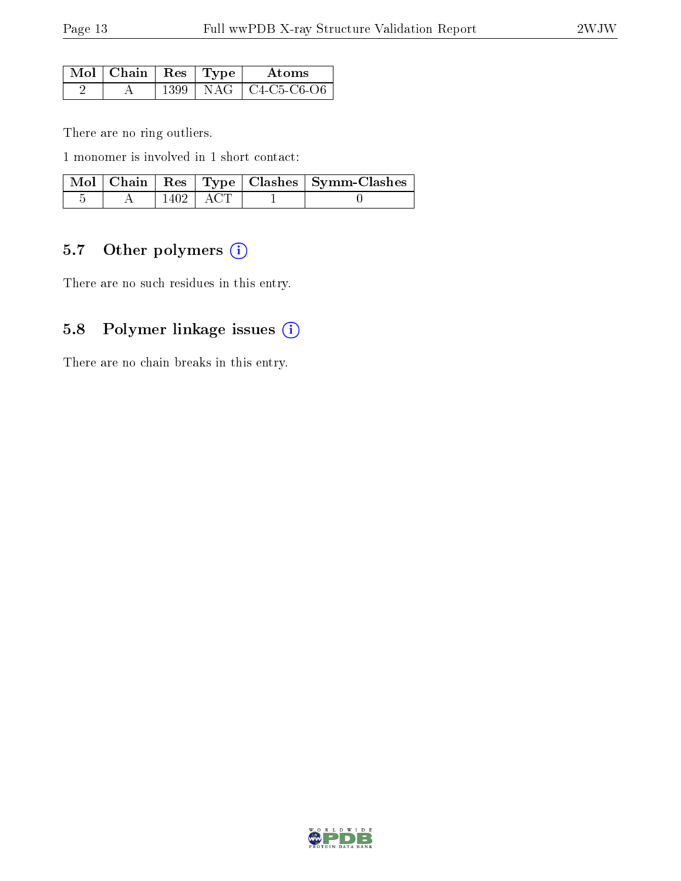| Mol | Chain | Res | Type | Atoms |
|---|---|---|---|---|
| 2 | A | 1399 | NAG | C4-C5-C6-O6 |

There are no ring outliers.

1 monomer is involved in 1 short contact:

| Mol | Chain | Res | Type | Clashes | Symm-Clashes |
|---|---|---|---|---|---|
| 5 | A | 1402 | ACT | 1 | 0 |

### 5.7 Other polymers

There are no such residues in this entry.

### 5.8 Polymer linkage issues

There are no chain breaks in this entry.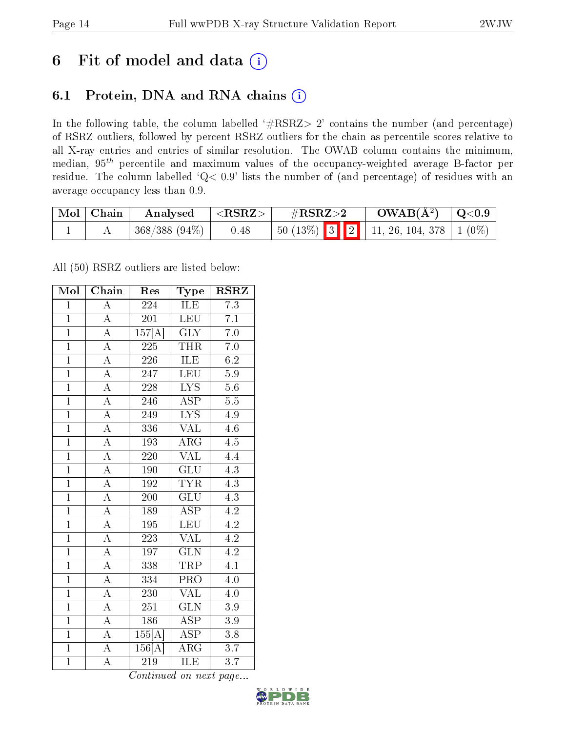# 6 Fit of model and data (i)

## 6.1 Protein, DNA and RNA chains (i)

In the following table, the column labelled '#RSRZ> 2' contains the number (and percentage) of RSRZ outliers, followed by percent RSRZ outliers for the chain as percentile scores relative to all X-ray entries and entries of similar resolution. The OWAB column contains the minimum, median, $95^{th}$ percentile and maximum values of the occupancy-weighted average B-factor per residue. The column labelled 'Q< 0.9' lists the number of (and percentage) of residues with an average occupancy less than 0.9.

| Mol | Chain | Analysed | <RSRZ> | #RSRZ>2 | OWAB(Å$^2$) | Q<0.9 |
|---|---|---|---|---|---|---|
| 1 | A | 368/388 (94%) | 0.48 | 50 (13%) 3 2 | 11, 26, 104, 378 | 1 (0%) |

All (50) RSRZ outliers are listed below:

| Mol | Chain | Res | Type | RSRZ |
|---|---|---|---|---|
| 1 | A | 224 | ILE | 7.3 |
| 1 | A | 201 | LEU | 7.1 |
| 1 | A | 157[A] | GLY | 7.0 |
| 1 | A | 225 | THR | 7.0 |
| 1 | A | 226 | ILE | 6.2 |
| 1 | A | 247 | LEU | 5.9 |
| 1 | A | 228 | LYS | 5.6 |
| 1 | A | 246 | ASP | 5.5 |
| 1 | A | 249 | LYS | 4.9 |
| 1 | A | 336 | VAL | 4.6 |
| 1 | A | 193 | ARG | 4.5 |
| 1 | A | 220 | VAL | 4.4 |
| 1 | A | 190 | GLU | 4.3 |
| 1 | A | 192 | TYR | 4.3 |
| 1 | A | 200 | GLU | 4.3 |
| 1 | A | 189 | ASP | 4.2 |
| 1 | A | 195 | LEU | 4.2 |
| 1 | A | 223 | VAL | 4.2 |
| 1 | A | 197 | GLN | 4.2 |
| 1 | A | 338 | TRP | 4.1 |
| 1 | A | 334 | PRO | 4.0 |
| 1 | A | 230 | VAL | 4.0 |
| 1 | A | 251 | GLN | 3.9 |
| 1 | A | 186 | ASP | 3.9 |
| 1 | A | 155[A] | ASP | 3.8 |
| 1 | A | 156[A] | ARG | 3.7 |
| 1 | A | 219 | ILE | 3.7 |

*Continued on next page...*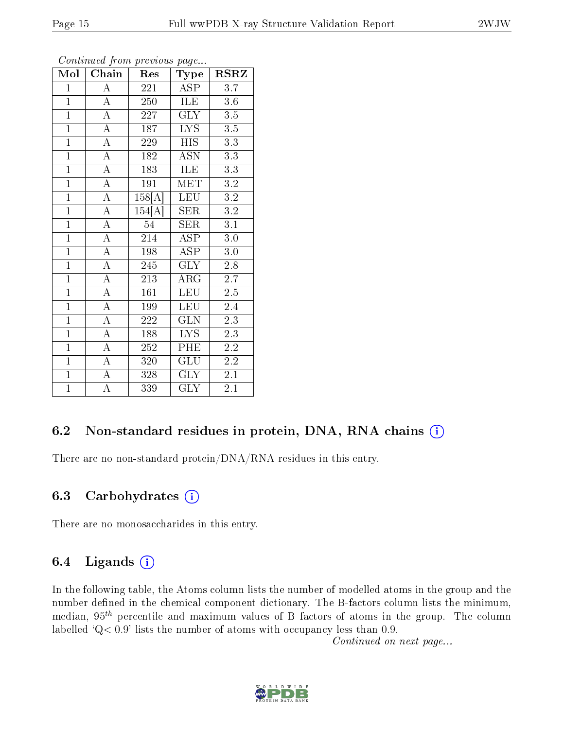*Continued from previous page...*

| Mol | Chain | Res | Type | RSRZ |
|---|---|---|---|---|
| 1 | A | 221 | ASP | 3.7 |
| 1 | A | 250 | ILE | 3.6 |
| 1 | A | 227 | GLY | 3.5 |
| 1 | A | 187 | LYS | 3.5 |
| 1 | A | 229 | HIS | 3.3 |
| 1 | A | 182 | ASN | 3.3 |
| 1 | A | 183 | ILE | 3.3 |
| 1 | A | 191 | MET | 3.2 |
| 1 | A | 158[A] | LEU | 3.2 |
| 1 | A | 154[A] | SER | 3.2 |
| 1 | A | 54 | SER | 3.1 |
| 1 | A | 214 | ASP | 3.0 |
| 1 | A | 198 | ASP | 3.0 |
| 1 | A | 245 | GLY | 2.8 |
| 1 | A | 213 | ARG | 2.7 |
| 1 | A | 161 | LEU | 2.5 |
| 1 | A | 199 | LEU | 2.4 |
| 1 | A | 222 | GLN | 2.3 |
| 1 | A | 188 | LYS | 2.3 |
| 1 | A | 252 | PHE | 2.2 |
| 1 | A | 320 | GLU | 2.2 |
| 1 | A | 328 | GLY | 2.1 |
| 1 | A | 339 | GLY | 2.1 |

## 6.2 Non-standard residues in protein, DNA, RNA chains

There are no non-standard protein/DNA/RNA residues in this entry.

## 6.3 Carbohydrates

There are no monosaccharides in this entry.

## 6.4 Ligands

In the following table, the Atoms column lists the number of modelled atoms in the group and the number defined in the chemical component dictionary. The B-factors column lists the minimum, median, $95^{th}$ percentile and maximum values of B factors of atoms in the group. The column labelled 'Q< 0.9' lists the number of atoms with occupancy less than 0.9.

*Continued on next page...*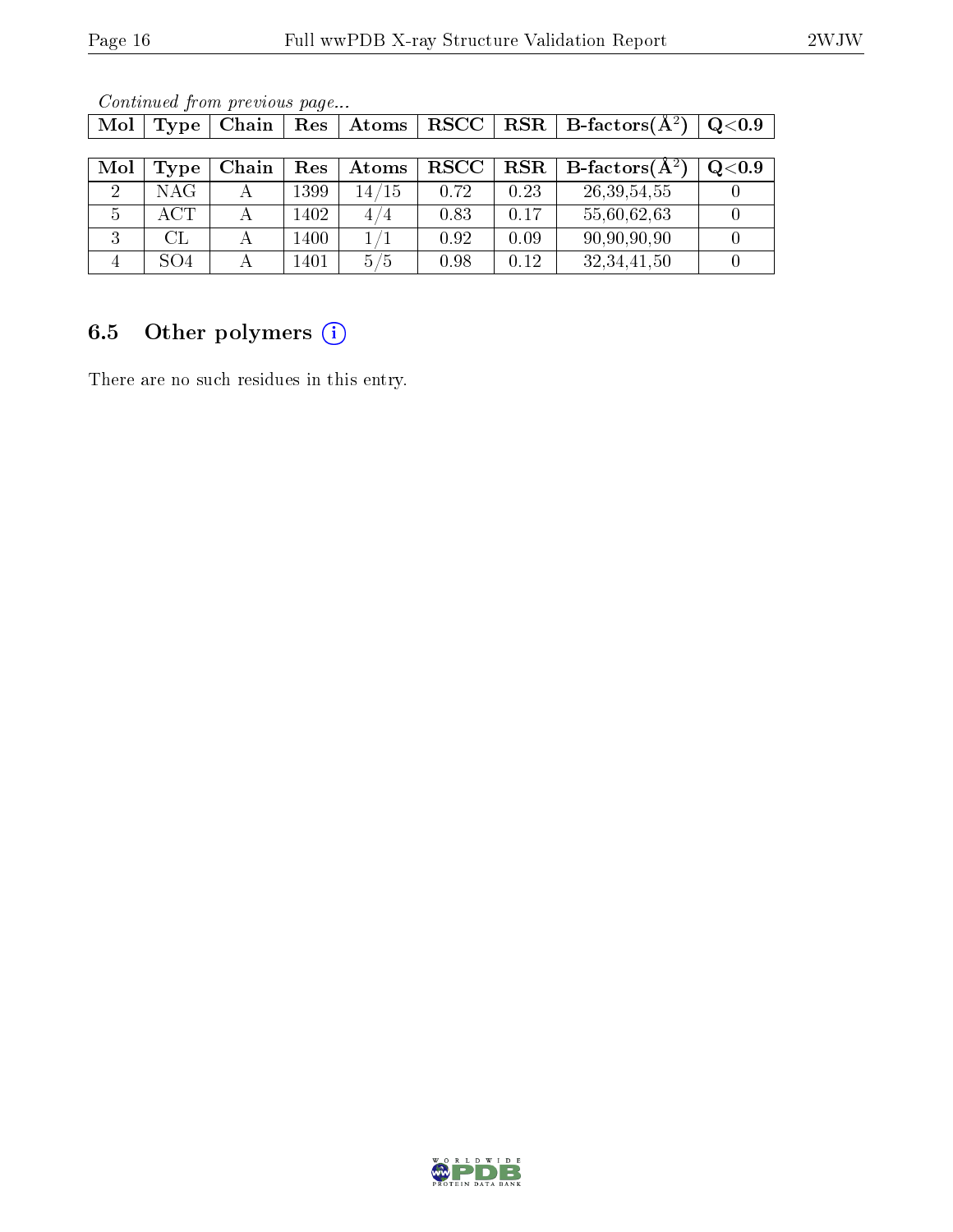*Continued from previous page...*

| Mol | Type | Chain | Res | Atoms | RSCC | RSR | B-factors($Å^2$) | Q<0.9 |
|---|---|---|---|---|---|---|---|---|
| 2 | NAG | A | 1399 | 14/15 | 0.72 | 0.23 | 26,39,54,55 | 0 |
| 5 | ACT | A | 1402 | 4/4 | 0.83 | 0.17 | 55,60,62,63 | 0 |
| 3 | CL | A | 1400 | 1/1 | 0.92 | 0.09 | 90,90,90,90 | 0 |
| 4 | SO4 | A | 1401 | 5/5 | 0.98 | 0.12 | 32,34,41,50 | 0 |

## 6.5 Other polymers

There are no such residues in this entry.